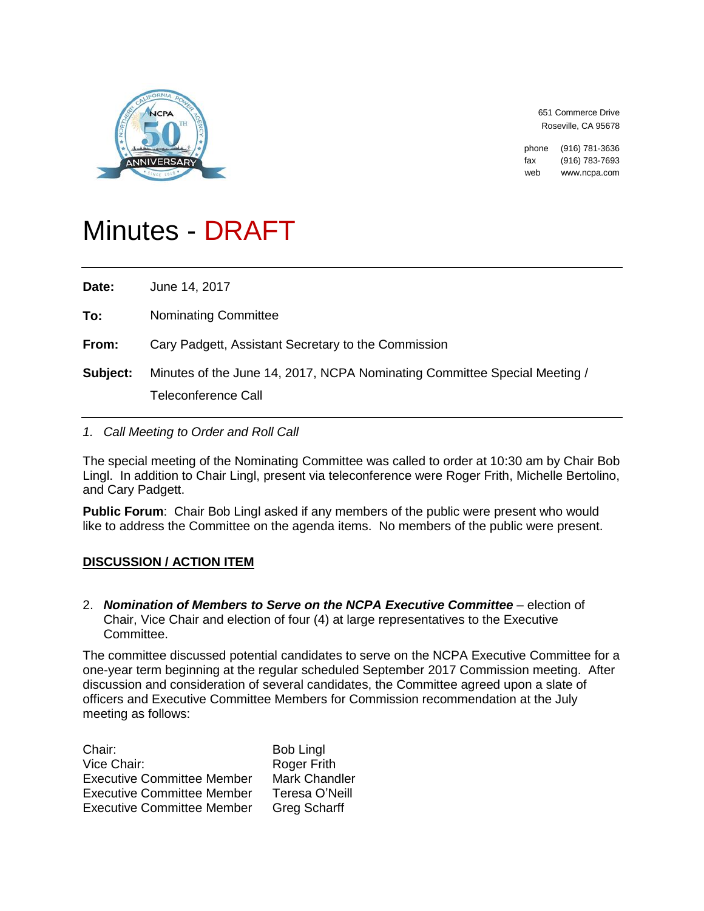651 Commerce Drive
Roseville, CA 95678

phone (916) 781-3636
fax (916) 783-7693
web www.ncpa.com

# Minutes - DRAFT

**Date:** June 14, 2017

**To:** Nominating Committee

**From:** Cary Padgett, Assistant Secretary to the Commission

**Subject:** Minutes of the June 14, 2017, NCPA Nominating Committee Special Meeting / Teleconference Call

---

*1. Call Meeting to Order and Roll Call*

The special meeting of the Nominating Committee was called to order at 10:30 am by Chair Bob Lingl. In addition to Chair Lingl, present via teleconference were Roger Frith, Michelle Bertolino, and Cary Padgett.

**Public Forum**: Chair Bob Lingl asked if any members of the public were present who would like to address the Committee on the agenda items. No members of the public were present.

## DISCUSSION / ACTION ITEM

2. ***Nomination of Members to Serve on the NCPA Executive Committee*** – election of Chair, Vice Chair and election of four (4) at large representatives to the Executive Committee.

The committee discussed potential candidates to serve on the NCPA Executive Committee for a one-year term beginning at the regular scheduled September 2017 Commission meeting. After discussion and consideration of several candidates, the Committee agreed upon a slate of officers and Executive Committee Members for Commission recommendation at the July meeting as follows:

| | |
|---|---|
| Chair: | Bob Lingl |
| Vice Chair: | Roger Frith |
| Executive Committee Member | Mark Chandler |
| Executive Committee Member | Teresa O'Neill |
| Executive Committee Member | Greg Scharff |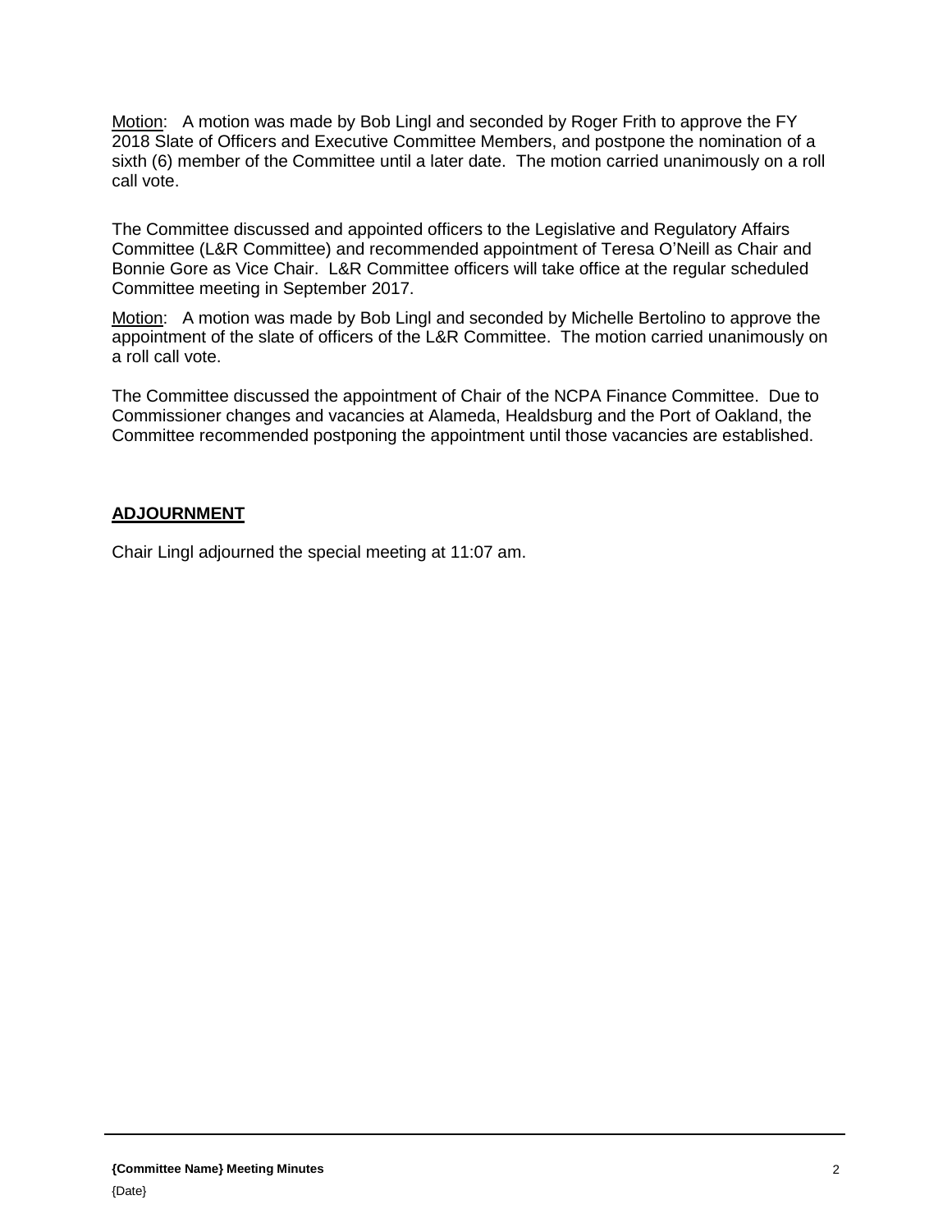Motion: A motion was made by Bob Lingl and seconded by Roger Frith to approve the FY 2018 Slate of Officers and Executive Committee Members, and postpone the nomination of a sixth (6) member of the Committee until a later date. The motion carried unanimously on a roll call vote.

The Committee discussed and appointed officers to the Legislative and Regulatory Affairs Committee (L&R Committee) and recommended appointment of Teresa O'Neill as Chair and Bonnie Gore as Vice Chair. L&R Committee officers will take office at the regular scheduled Committee meeting in September 2017.

Motion: A motion was made by Bob Lingl and seconded by Michelle Bertolino to approve the appointment of the slate of officers of the L&R Committee. The motion carried unanimously on a roll call vote.

The Committee discussed the appointment of Chair of the NCPA Finance Committee. Due to Commissioner changes and vacancies at Alameda, Healdsburg and the Port of Oakland, the Committee recommended postponing the appointment until those vacancies are established.

## ADJOURNMENT

Chair Lingl adjourned the special meeting at 11:07 am.